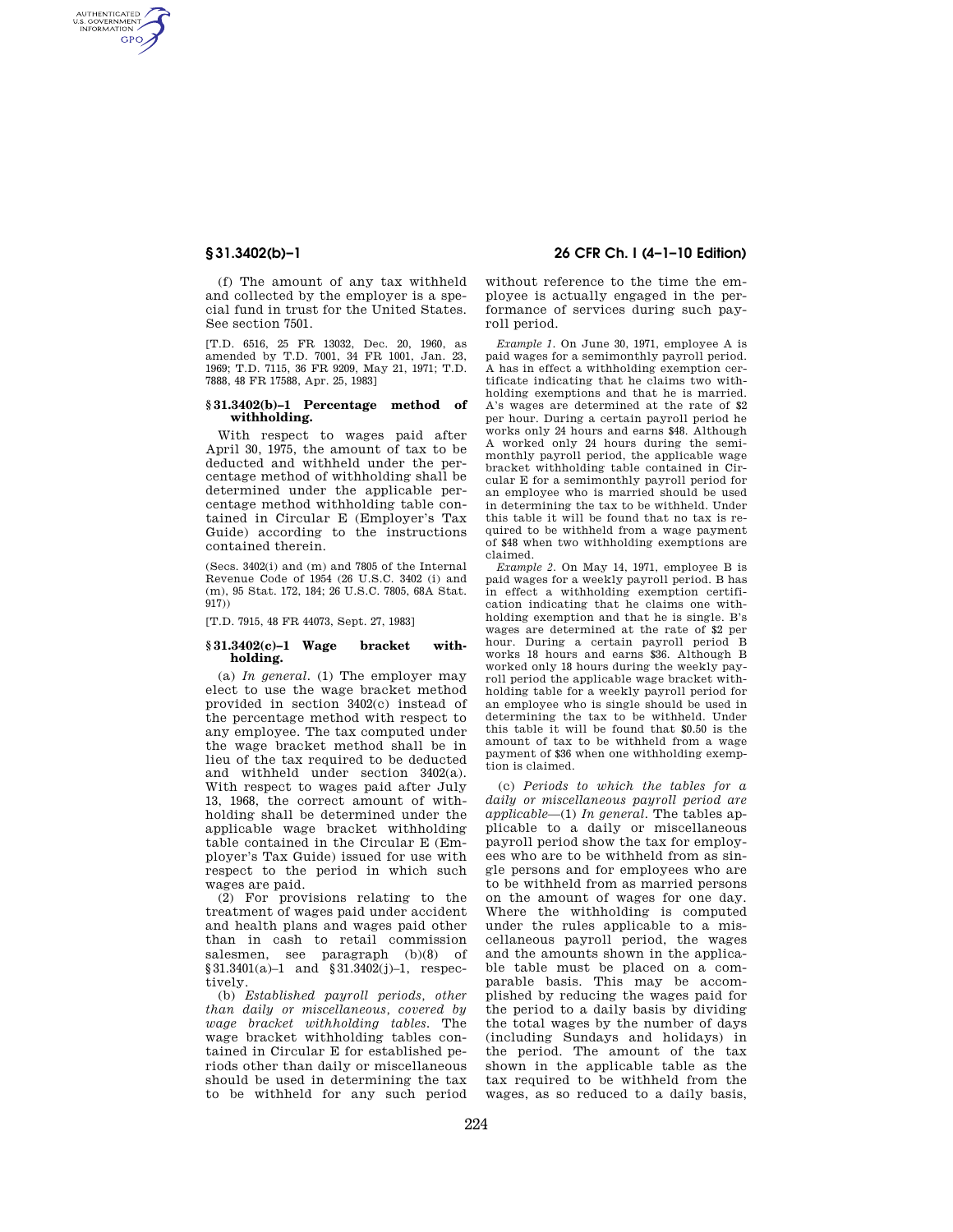(f) The amount of any tax withheld and collected by the employer is a special fund in trust for the United States. See section 7501.

[T.D. 6516, 25 FR 13032, Dec. 20, 1960, as amended by T.D. 7001, 34 FR 1001, Jan. 23, 1969; T.D. 7115, 36 FR 9209, May 21, 1971; T.D. 7888, 48 FR 17588, Apr. 25, 1983]

### § 31.3402(b)–1 Percentage method of withholding.

With respect to wages paid after April 30, 1975, the amount of tax to be deducted and withheld under the percentage method of withholding shall be determined under the applicable percentage method withholding table contained in Circular E (Employer's Tax Guide) according to the instructions contained therein.

(Secs. 3402(i) and (m) and 7805 of the Internal Revenue Code of 1954 (26 U.S.C. 3402 (i) and (m), 95 Stat. 172, 184; 26 U.S.C. 7805, 68A Stat. 917))

[T.D. 7915, 48 FR 44073, Sept. 27, 1983]

### § 31.3402(c)–1 Wage bracket withholding.

(a) *In general.* (1) The employer may elect to use the wage bracket method provided in section 3402(c) instead of the percentage method with respect to any employee. The tax computed under the wage bracket method shall be in lieu of the tax required to be deducted and withheld under section 3402(a). With respect to wages paid after July 13, 1968, the correct amount of withholding shall be determined under the applicable wage bracket withholding table contained in the Circular E (Employer's Tax Guide) issued for use with respect to the period in which such wages are paid.

(2) For provisions relating to the treatment of wages paid under accident and health plans and wages paid other than in cash to retail commission salesmen, see paragraph (b)(8) of § 31.3401(a)–1 and § 31.3402(j)–1, respectively.

(b) *Established payroll periods, other than daily or miscellaneous, covered by wage bracket withholding tables.* The wage bracket withholding tables contained in Circular E for established periods other than daily or miscellaneous should be used in determining the tax to be withheld for any such period without reference to the time the employee is actually engaged in the performance of services during such payroll period.

*Example 1.* On June 30, 1971, employee A is paid wages for a semimonthly payroll period. A has in effect a withholding exemption certificate indicating that he claims two withholding exemptions and that he is married. A's wages are determined at the rate of $2 per hour. During a certain payroll period he works only 24 hours and earns $48. Although A worked only 24 hours during the semimonthly payroll period, the applicable wage bracket withholding table contained in Circular E for a semimonthly payroll period for an employee who is married should be used in determining the tax to be withheld. Under this table it will be found that no tax is required to be withheld from a wage payment of $48 when two withholding exemptions are claimed.

*Example 2.* On May 14, 1971, employee B is paid wages for a weekly payroll period. B has in effect a withholding exemption certification indicating that he claims one withholding exemption and that he is single. B's wages are determined at the rate of $2 per hour. During a certain payroll period B works 18 hours and earns $36. Although B worked only 18 hours during the weekly payroll period the applicable wage bracket withholding table for a weekly payroll period for an employee who is single should be used in determining the tax to be withheld. Under this table it will be found that $0.50 is the amount of tax to be withheld from a wage payment of $36 when one withholding exemption is claimed.

(c) *Periods to which the tables for a daily or miscellaneous payroll period are applicable*—(1) *In general.* The tables applicable to a daily or miscellaneous payroll period show the tax for employees who are to be withheld from as single persons and for employees who are to be withheld from as married persons on the amount of wages for one day. Where the withholding is computed under the rules applicable to a miscellaneous payroll period, the wages and the amounts shown in the applicable table must be placed on a comparable basis. This may be accomplished by reducing the wages paid for the period to a daily basis by dividing the total wages by the number of days (including Sundays and holidays) in the period. The amount of the tax shown in the applicable table as the tax required to be withheld from the wages, as so reduced to a daily basis,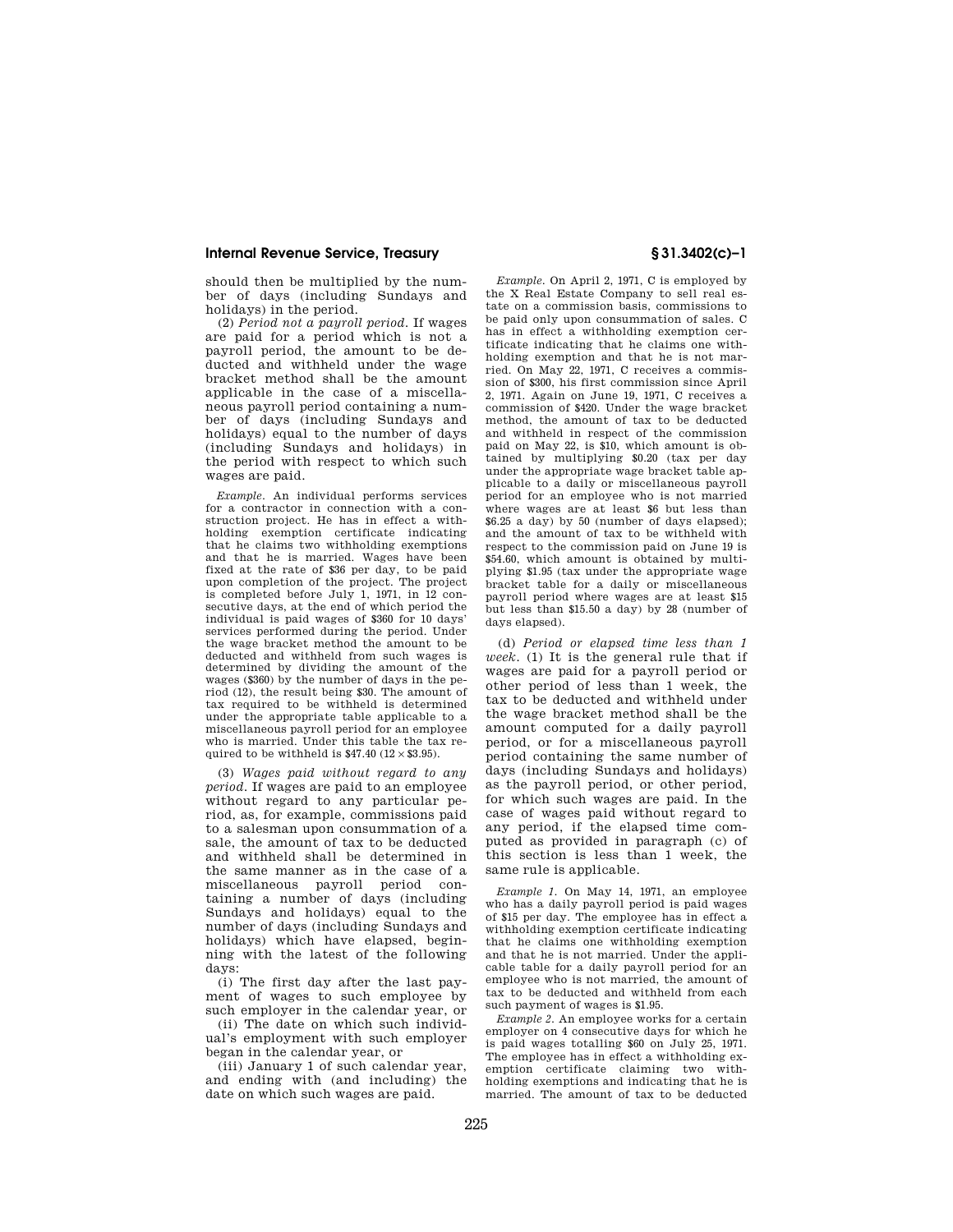should then be multiplied by the number of days (including Sundays and holidays) in the period.

(2) *Period not a payroll period.* If wages are paid for a period which is not a payroll period, the amount to be deducted and withheld under the wage bracket method shall be the amount applicable in the case of a miscellaneous payroll period containing a number of days (including Sundays and holidays) equal to the number of days (including Sundays and holidays) in the period with respect to which such wages are paid.

*Example.* An individual performs services for a contractor in connection with a construction project. He has in effect a withholding exemption certificate indicating that he claims two withholding exemptions and that he is married. Wages have been fixed at the rate of $36 per day, to be paid upon completion of the project. The project is completed before July 1, 1971, in 12 consecutive days, at the end of which period the individual is paid wages of $360 for 10 days' services performed during the period. Under the wage bracket method the amount to be deducted and withheld from such wages is determined by dividing the amount of the wages ($360) by the number of days in the period (12), the result being $30. The amount of tax required to be withheld is determined under the appropriate table applicable to a miscellaneous payroll period for an employee who is married. Under this table the tax required to be withheld is $47.40 ($12 \times \$3.95$).

(3) *Wages paid without regard to any period.* If wages are paid to an employee without regard to any particular period, as, for example, commissions paid to a salesman upon consummation of a sale, the amount of tax to be deducted and withheld shall be determined in the same manner as in the case of a miscellaneous payroll period containing a number of days (including Sundays and holidays) equal to the number of days (including Sundays and holidays) which have elapsed, beginning with the latest of the following days:

(i) The first day after the last payment of wages to such employee by such employer in the calendar year, or

(ii) The date on which such individual's employment with such employer began in the calendar year, or

(iii) January 1 of such calendar year, and ending with (and including) the date on which such wages are paid.

*Example.* On April 2, 1971, C is employed by the X Real Estate Company to sell real estate on a commission basis, commissions to be paid only upon consummation of sales. C has in effect a withholding exemption certificate indicating that he claims one withholding exemption and that he is not married. On May 22, 1971, C receives a commission of $300, his first commission since April 2, 1971. Again on June 19, 1971, C receives a commission of $420. Under the wage bracket method, the amount of tax to be deducted and withheld in respect of the commission paid on May 22, is $10, which amount is obtained by multiplying $0.20 (tax per day under the appropriate wage bracket table applicable to a daily or miscellaneous payroll period for an employee who is not married where wages are at least $6 but less than $6.25 a day) by 50 (number of days elapsed); and the amount of tax to be withheld with respect to the commission paid on June 19 is $54.60, which amount is obtained by multiplying $1.95 (tax under the appropriate wage bracket table for a daily or miscellaneous payroll period where wages are at least $15 but less than $15.50 a day) by 28 (number of days elapsed).

(d) *Period or elapsed time less than 1 week.* (1) It is the general rule that if wages are paid for a payroll period or other period of less than 1 week, the tax to be deducted and withheld under the wage bracket method shall be the amount computed for a daily payroll period, or for a miscellaneous payroll period containing the same number of days (including Sundays and holidays) as the payroll period, or other period, for which such wages are paid. In the case of wages paid without regard to any period, if the elapsed time computed as provided in paragraph (c) of this section is less than 1 week, the same rule is applicable.

*Example 1.* On May 14, 1971, an employee who has a daily payroll period is paid wages of $15 per day. The employee has in effect a withholding exemption certificate indicating that he claims one withholding exemption and that he is not married. Under the applicable table for a daily payroll period for an employee who is not married, the amount of tax to be deducted and withheld from each such payment of wages is $1.95.

*Example 2.* An employee works for a certain employer on 4 consecutive days for which he is paid wages totalling $60 on July 25, 1971. The employee has in effect a withholding exemption certificate claiming two withholding exemptions and indicating that he is married. The amount of tax to be deducted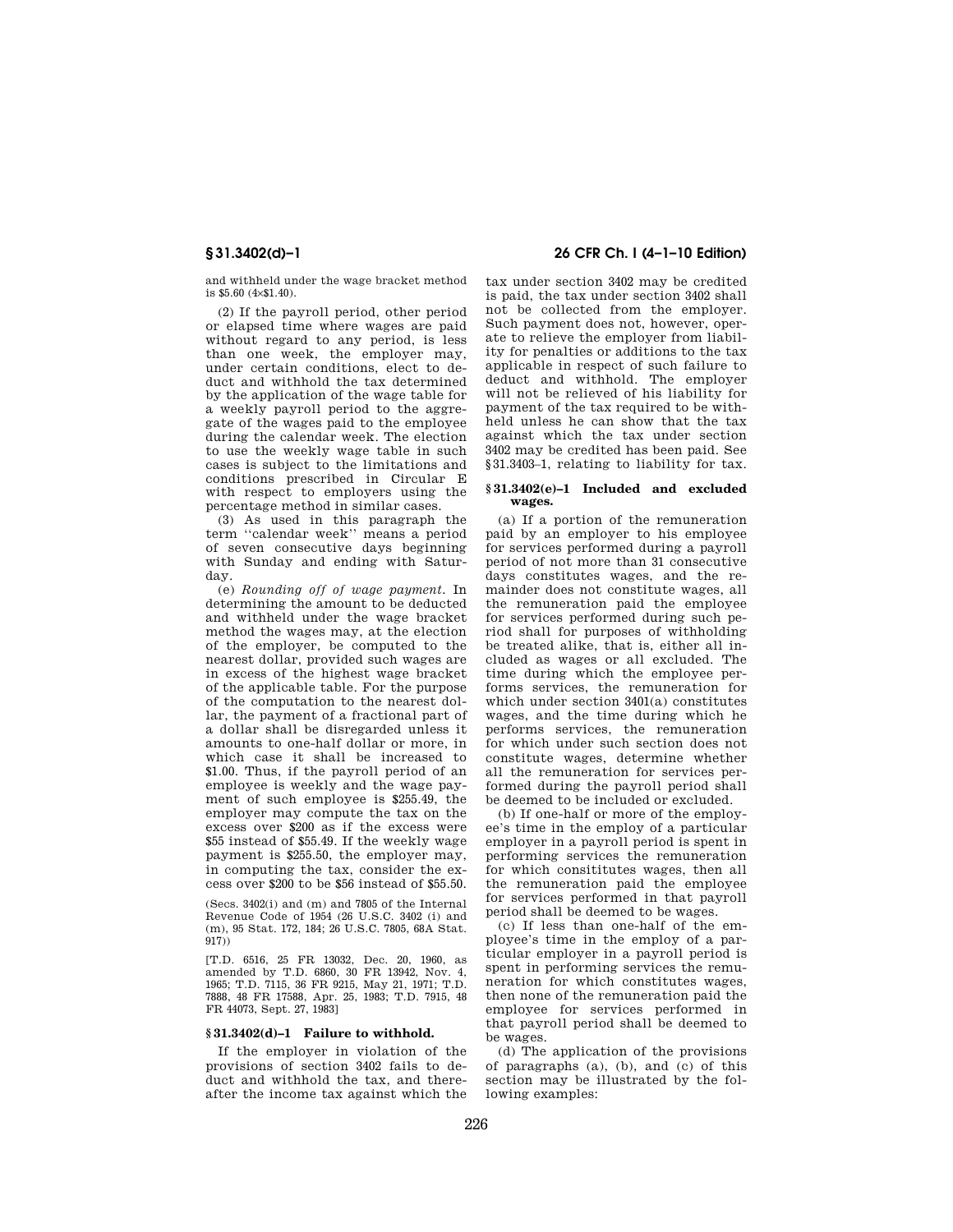and withheld under the wage bracket method is $5.60 (4×$1.40).

(2) If the payroll period, other period or elapsed time where wages are paid without regard to any period, is less than one week, the employer may, under certain conditions, elect to deduct and withhold the tax determined by the application of the wage table for a weekly payroll period to the aggregate of the wages paid to the employee during the calendar week. The election to use the weekly wage table in such cases is subject to the limitations and conditions prescribed in Circular E with respect to employers using the percentage method in similar cases.

(3) As used in this paragraph the term ''calendar week'' means a period of seven consecutive days beginning with Sunday and ending with Saturday.

(e) *Rounding off of wage payment.* In determining the amount to be deducted and withheld under the wage bracket method the wages may, at the election of the employer, be computed to the nearest dollar, provided such wages are in excess of the highest wage bracket of the applicable table. For the purpose of the computation to the nearest dollar, the payment of a fractional part of a dollar shall be disregarded unless it amounts to one-half dollar or more, in which case it shall be increased to $1.00. Thus, if the payroll period of an employee is weekly and the wage payment of such employee is $255.49, the employer may compute the tax on the excess over $200 as if the excess were $55 instead of $55.49. If the weekly wage payment is $255.50, the employer may, in computing the tax, consider the excess over $200 to be $56 instead of $55.50.

(Secs. 3402(i) and (m) and 7805 of the Internal Revenue Code of 1954 (26 U.S.C. 3402 (i) and (m), 95 Stat. 172, 184; 26 U.S.C. 7805, 68A Stat. 917))

[T.D. 6516, 25 FR 13032, Dec. 20, 1960, as amended by T.D. 6860, 30 FR 13942, Nov. 4, 1965; T.D. 7115, 36 FR 9215, May 21, 1971; T.D. 7888, 48 FR 17588, Apr. 25, 1983; T.D. 7915, 48 FR 44073, Sept. 27, 1983]

### § 31.3402(d)–1 Failure to withhold.

If the employer in violation of the provisions of section 3402 fails to deduct and withhold the tax, and thereafter the income tax against which the tax under section 3402 may be credited is paid, the tax under section 3402 shall not be collected from the employer. Such payment does not, however, operate to relieve the employer from liability for penalties or additions to the tax applicable in respect of such failure to deduct and withhold. The employer will not be relieved of his liability for payment of the tax required to be withheld unless he can show that the tax against which the tax under section 3402 may be credited has been paid. See §31.3403–1, relating to liability for tax.

### § 31.3402(e)–1 Included and excluded wages.

(a) If a portion of the remuneration paid by an employer to his employee for services performed during a payroll period of not more than 31 consecutive days constitutes wages, and the remainder does not constitute wages, all the remuneration paid the employee for services performed during such period shall for purposes of withholding be treated alike, that is, either all included as wages or all excluded. The time during which the employee performs services, the remuneration for which under section 3401(a) constitutes wages, and the time during which he performs services, the remuneration for which under such section does not constitute wages, determine whether all the remuneration for services performed during the payroll period shall be deemed to be included or excluded.

(b) If one-half or more of the employee's time in the employ of a particular employer in a payroll period is spent in performing services the remuneration for which consititutes wages, then all the remuneration paid the employee for services performed in that payroll period shall be deemed to be wages.

(c) If less than one-half of the employee's time in the employ of a particular employer in a payroll period is spent in performing services the remuneration for which constitutes wages, then none of the remuneration paid the employee for services performed in that payroll period shall be deemed to be wages.

(d) The application of the provisions of paragraphs (a), (b), and (c) of this section may be illustrated by the following examples: